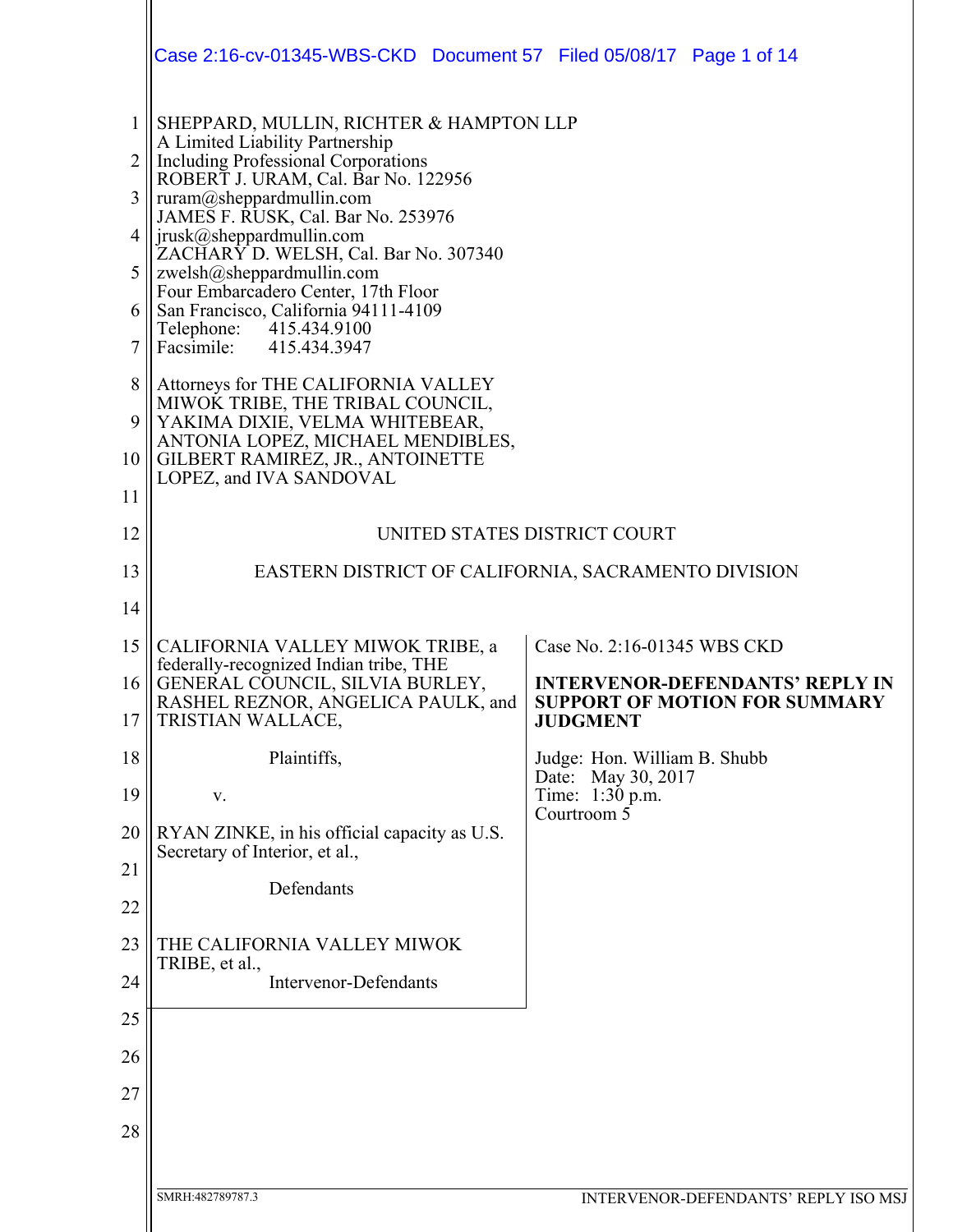SHEPPARD, MULLIN, RICHTER & HAMPTON LLP
A Limited Liability Partnership
Including Professional Corporations
ROBERT J. URAM, Cal. Bar No. 122956
ruram@sheppardmullin.com
JAMES F. RUSK, Cal. Bar No. 253976
jrusk@sheppardmullin.com
ZACHARY D. WELSH, Cal. Bar No. 307340
zwelsh@sheppardmullin.com
Four Embarcadero Center, 17th Floor
San Francisco, California 94111-4109
Telephone: 415.434.9100
Facsimile: 415.434.3947

Attorneys for THE CALIFORNIA VALLEY MIWOK TRIBE, THE TRIBAL COUNCIL, YAKIMA DIXIE, VELMA WHITEBEAR, ANTONIA LOPEZ, MICHAEL MENDIBLES, GILBERT RAMIREZ, JR., ANTOINETTE LOPEZ, and IVA SANDOVAL

UNITED STATES DISTRICT COURT

EASTERN DISTRICT OF CALIFORNIA, SACRAMENTO DIVISION

CALIFORNIA VALLEY MIWOK TRIBE, a federally-recognized Indian tribe, THE GENERAL COUNCIL, SILVIA BURLEY, RASHEL REZNOR, ANGELICA PAULK, and TRISTIAN WALLACE,

Plaintiffs,

v.

RYAN ZINKE, in his official capacity as U.S. Secretary of Interior, et al.,

Defendants

THE CALIFORNIA VALLEY MIWOK TRIBE, et al.,

Intervenor-Defendants

Case No. 2:16-01345 WBS CKD

**INTERVENOR-DEFENDANTS' REPLY IN SUPPORT OF MOTION FOR SUMMARY JUDGMENT**

Judge: Hon. William B. Shubb
Date: May 30, 2017
Time: 1:30 p.m.
Courtroom 5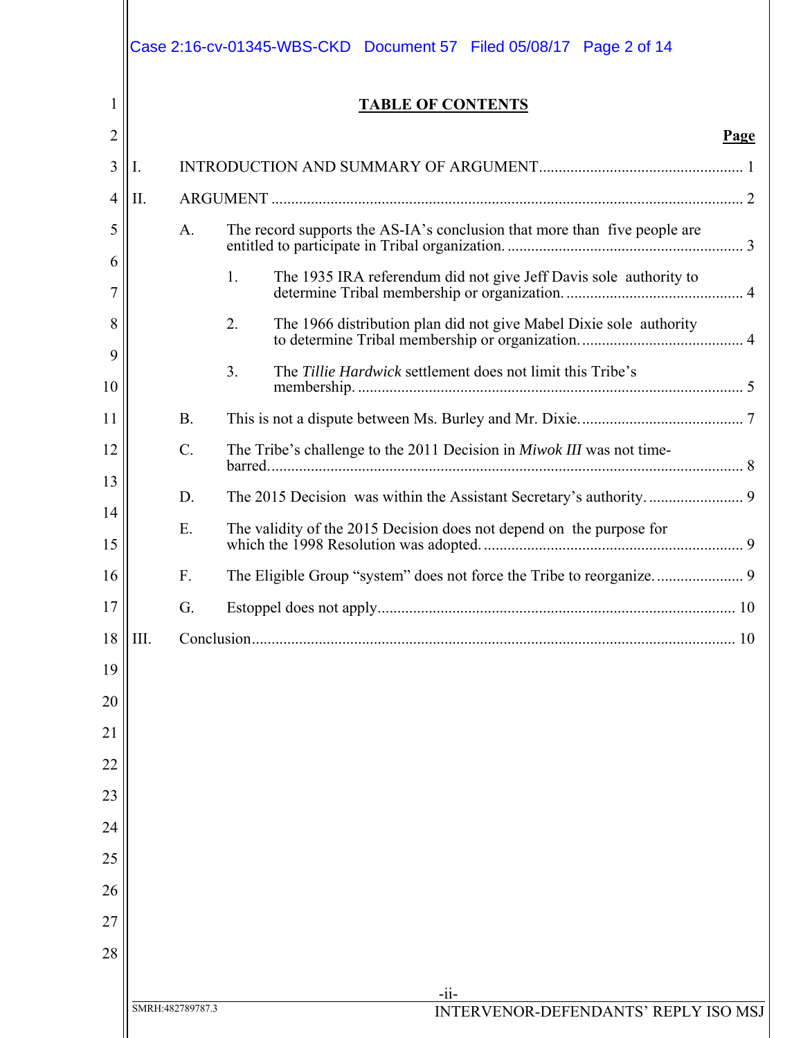# TABLE OF CONTENTS

**Page**

I. INTRODUCTION AND SUMMARY OF ARGUMENT .................................................... 1

II. ARGUMENT ........................................................................................................ 2

A. The record supports the AS-IA's conclusion that more than five people are entitled to participate in Tribal organization. ............................................................ 3

1. The 1935 IRA referendum did not give Jeff Davis sole authority to determine Tribal membership or organization. ............................................ 4

2. The 1966 distribution plan did not give Mabel Dixie sole authority to determine Tribal membership or organization. ......................................... 4

3. The *Tillie Hardwick* settlement does not limit this Tribe's membership. ................................................................................................ 5

B. This is not a dispute between Ms. Burley and Mr. Dixie. ......................................... 7

C. The Tribe's challenge to the 2011 Decision in *Miwok III* was not time-barred. ........................................................................................................ 8

D. The 2015 Decision was within the Assistant Secretary's authority. ........................ 9

E. The validity of the 2015 Decision does not depend on the purpose for which the 1998 Resolution was adopted. .................................................................. 9

F. The Eligible Group "system" does not force the Tribe to reorganize. ...................... 9

G. Estoppel does not apply ......................................................................................... 10

III. Conclusion .......................................................................................................... 10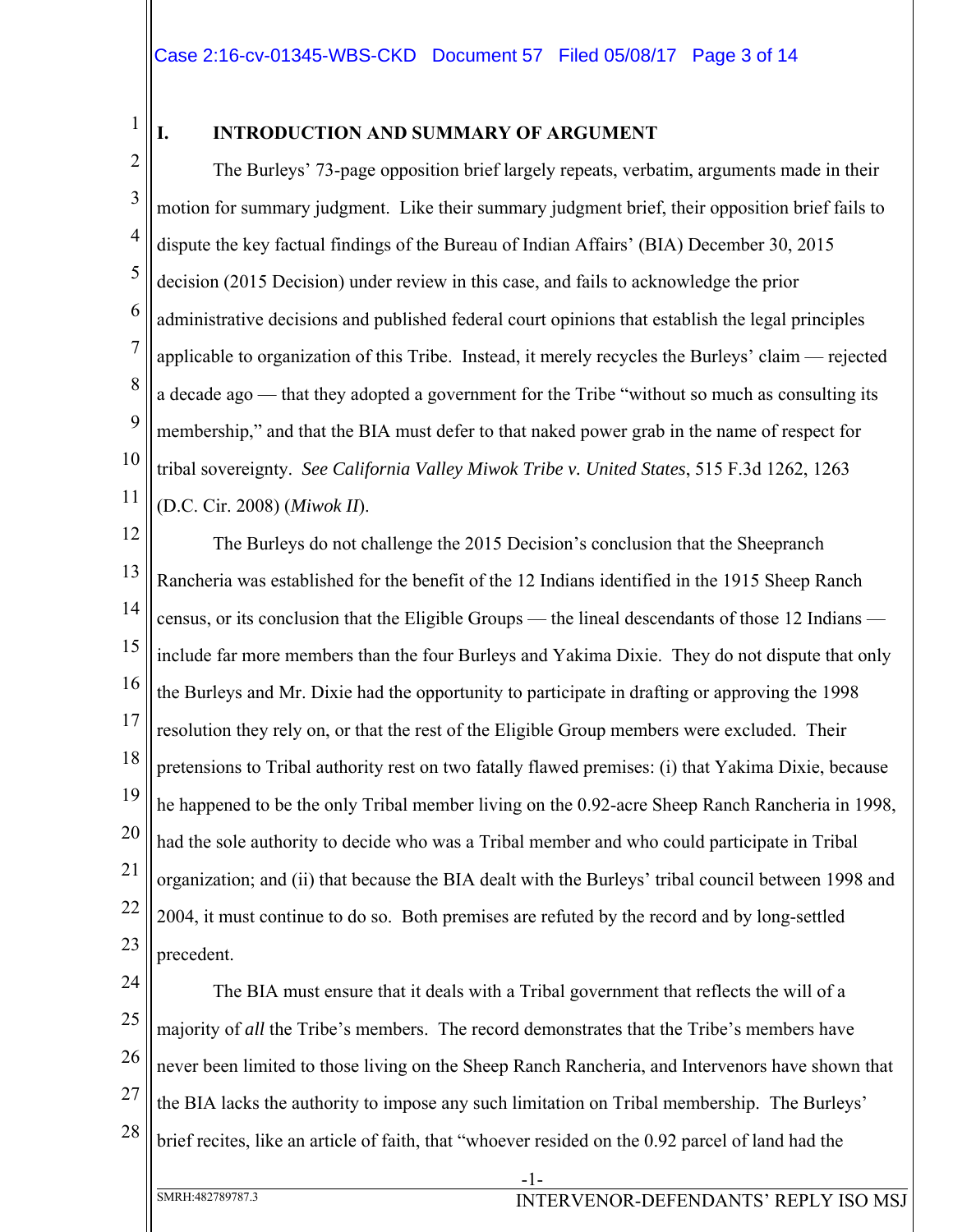## I. INTRODUCTION AND SUMMARY OF ARGUMENT

The Burleys' 73-page opposition brief largely repeats, verbatim, arguments made in their motion for summary judgment. Like their summary judgment brief, their opposition brief fails to dispute the key factual findings of the Bureau of Indian Affairs' (BIA) December 30, 2015 decision (2015 Decision) under review in this case, and fails to acknowledge the prior administrative decisions and published federal court opinions that establish the legal principles applicable to organization of this Tribe. Instead, it merely recycles the Burleys' claim — rejected a decade ago — that they adopted a government for the Tribe "without so much as consulting its membership," and that the BIA must defer to that naked power grab in the name of respect for tribal sovereignty. *See California Valley Miwok Tribe v. United States*, 515 F.3d 1262, 1263 (D.C. Cir. 2008) (*Miwok II*).

The Burleys do not challenge the 2015 Decision's conclusion that the Sheepranch Rancheria was established for the benefit of the 12 Indians identified in the 1915 Sheep Ranch census, or its conclusion that the Eligible Groups — the lineal descendants of those 12 Indians — include far more members than the four Burleys and Yakima Dixie. They do not dispute that only the Burleys and Mr. Dixie had the opportunity to participate in drafting or approving the 1998 resolution they rely on, or that the rest of the Eligible Group members were excluded. Their pretensions to Tribal authority rest on two fatally flawed premises: (i) that Yakima Dixie, because he happened to be the only Tribal member living on the 0.92-acre Sheep Ranch Rancheria in 1998, had the sole authority to decide who was a Tribal member and who could participate in Tribal organization; and (ii) that because the BIA dealt with the Burleys' tribal council between 1998 and 2004, it must continue to do so. Both premises are refuted by the record and by long-settled precedent.

The BIA must ensure that it deals with a Tribal government that reflects the will of a majority of *all* the Tribe's members. The record demonstrates that the Tribe's members have never been limited to those living on the Sheep Ranch Rancheria, and Intervenors have shown that the BIA lacks the authority to impose any such limitation on Tribal membership. The Burleys' brief recites, like an article of faith, that "whoever resided on the 0.92 parcel of land had the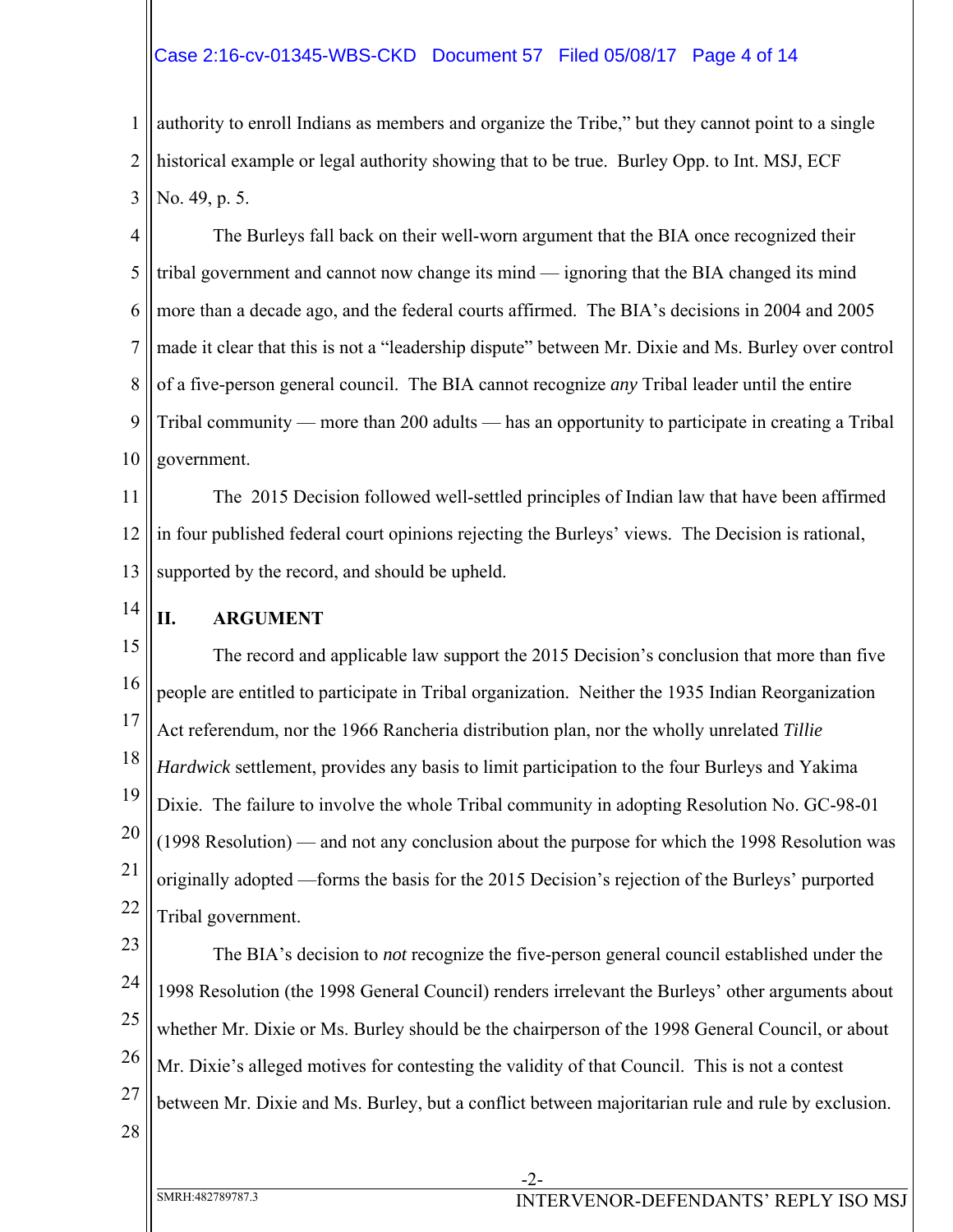authority to enroll Indians as members and organize the Tribe," but they cannot point to a single historical example or legal authority showing that to be true. Burley Opp. to Int. MSJ, ECF No. 49, p. 5.

The Burleys fall back on their well-worn argument that the BIA once recognized their tribal government and cannot now change its mind — ignoring that the BIA changed its mind more than a decade ago, and the federal courts affirmed. The BIA's decisions in 2004 and 2005 made it clear that this is not a "leadership dispute" between Mr. Dixie and Ms. Burley over control of a five-person general council. The BIA cannot recognize *any* Tribal leader until the entire Tribal community — more than 200 adults — has an opportunity to participate in creating a Tribal government.

The 2015 Decision followed well-settled principles of Indian law that have been affirmed in four published federal court opinions rejecting the Burleys' views. The Decision is rational, supported by the record, and should be upheld.

## II. ARGUMENT

The record and applicable law support the 2015 Decision's conclusion that more than five people are entitled to participate in Tribal organization. Neither the 1935 Indian Reorganization Act referendum, nor the 1966 Rancheria distribution plan, nor the wholly unrelated *Tillie Hardwick* settlement, provides any basis to limit participation to the four Burleys and Yakima Dixie. The failure to involve the whole Tribal community in adopting Resolution No. GC-98-01 (1998 Resolution) — and not any conclusion about the purpose for which the 1998 Resolution was originally adopted —forms the basis for the 2015 Decision's rejection of the Burleys' purported Tribal government.

The BIA's decision to *not* recognize the five-person general council established under the 1998 Resolution (the 1998 General Council) renders irrelevant the Burleys' other arguments about whether Mr. Dixie or Ms. Burley should be the chairperson of the 1998 General Council, or about Mr. Dixie's alleged motives for contesting the validity of that Council. This is not a contest between Mr. Dixie and Ms. Burley, but a conflict between majoritarian rule and rule by exclusion.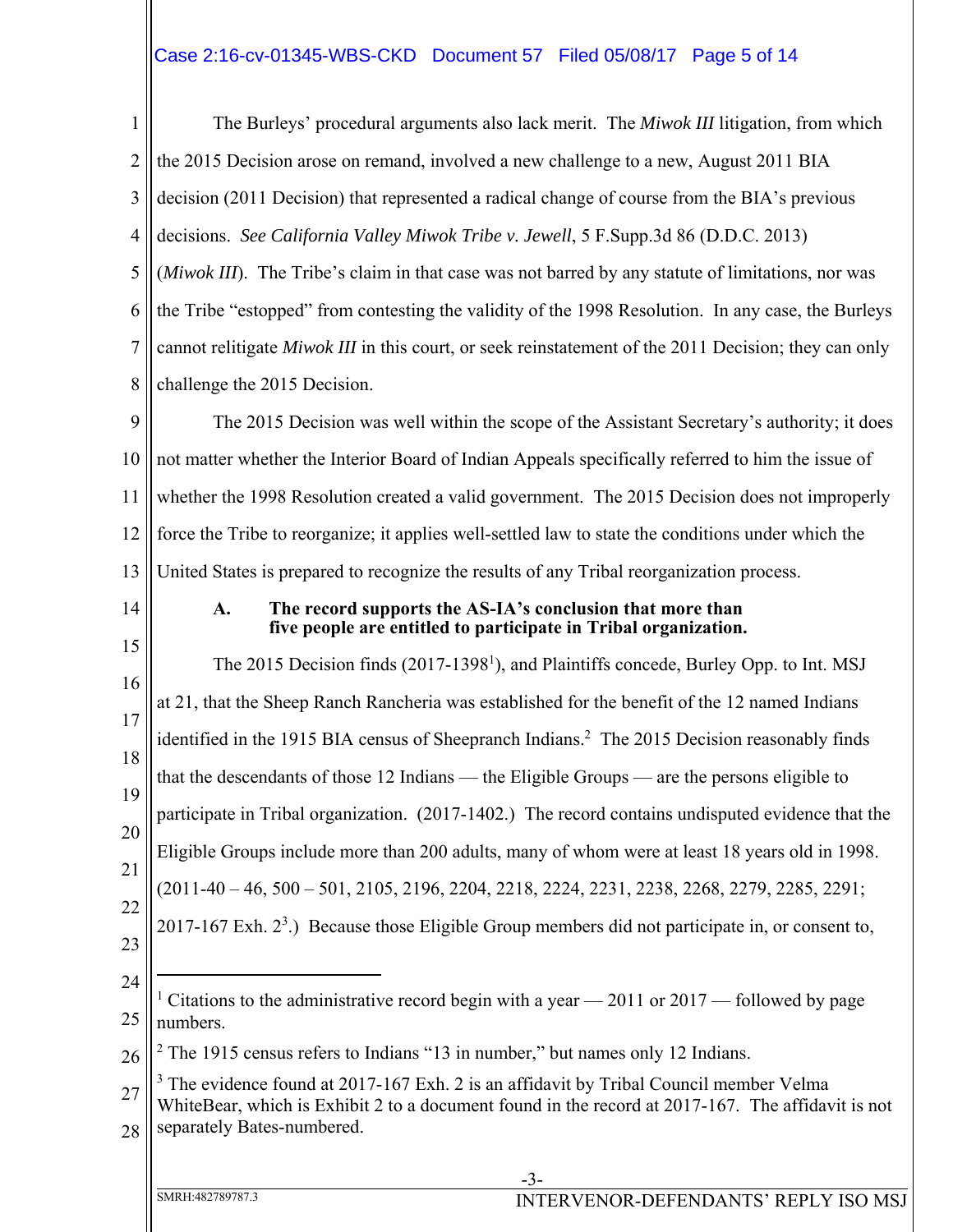The Burleys' procedural arguments also lack merit. The *Miwok III* litigation, from which the 2015 Decision arose on remand, involved a new challenge to a new, August 2011 BIA decision (2011 Decision) that represented a radical change of course from the BIA's previous decisions. *See California Valley Miwok Tribe v. Jewell*, 5 F.Supp.3d 86 (D.D.C. 2013) (*Miwok III*). The Tribe's claim in that case was not barred by any statute of limitations, nor was the Tribe "estopped" from contesting the validity of the 1998 Resolution. In any case, the Burleys cannot relitigate *Miwok III* in this court, or seek reinstatement of the 2011 Decision; they can only challenge the 2015 Decision.

The 2015 Decision was well within the scope of the Assistant Secretary's authority; it does not matter whether the Interior Board of Indian Appeals specifically referred to him the issue of whether the 1998 Resolution created a valid government. The 2015 Decision does not improperly force the Tribe to reorganize; it applies well-settled law to state the conditions under which the United States is prepared to recognize the results of any Tribal reorganization process.

### A. The record supports the AS-IA's conclusion that more than five people are entitled to participate in Tribal organization.

The 2015 Decision finds (2017-1398[1]), and Plaintiffs concede, Burley Opp. to Int. MSJ at 21, that the Sheep Ranch Rancheria was established for the benefit of the 12 named Indians identified in the 1915 BIA census of Sheepranch Indians.[2] The 2015 Decision reasonably finds that the descendants of those 12 Indians — the Eligible Groups — are the persons eligible to participate in Tribal organization. (2017-1402.) The record contains undisputed evidence that the Eligible Groups include more than 200 adults, many of whom were at least 18 years old in 1998. (2011-40 – 46, 500 – 501, 2105, 2196, 2204, 2218, 2224, 2231, 2238, 2268, 2279, 2285, 2291; 2017-167 Exh. 2[3].) Because those Eligible Group members did not participate in, or consent to,

---

[1] Citations to the administrative record begin with a year — 2011 or 2017 — followed by page numbers.

[2] The 1915 census refers to Indians "13 in number," but names only 12 Indians.

[3] The evidence found at 2017-167 Exh. 2 is an affidavit by Tribal Council member Velma WhiteBear, which is Exhibit 2 to a document found in the record at 2017-167. The affidavit is not separately Bates-numbered.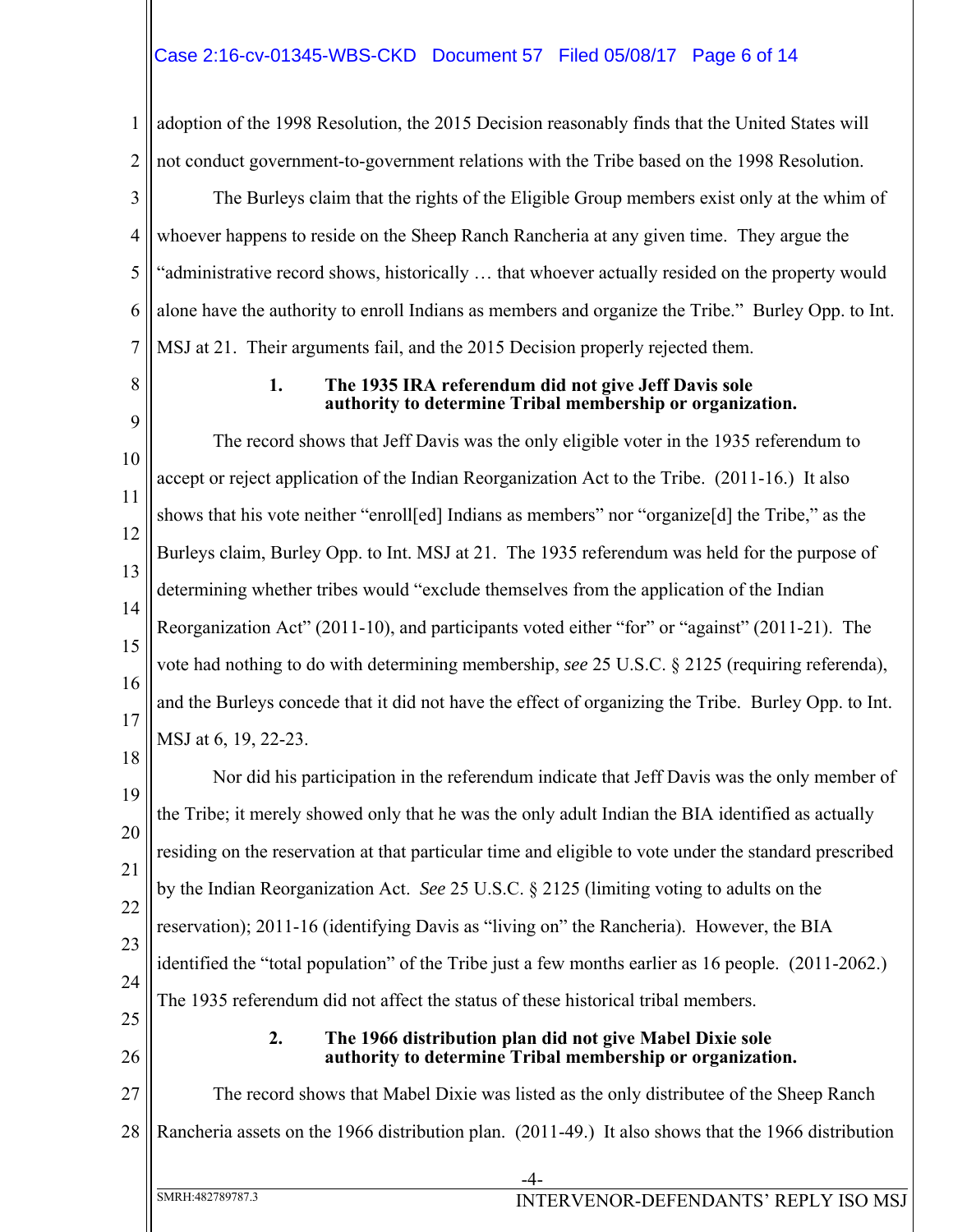adoption of the 1998 Resolution, the 2015 Decision reasonably finds that the United States will not conduct government-to-government relations with the Tribe based on the 1998 Resolution.

The Burleys claim that the rights of the Eligible Group members exist only at the whim of whoever happens to reside on the Sheep Ranch Rancheria at any given time. They argue the "administrative record shows, historically … that whoever actually resided on the property would alone have the authority to enroll Indians as members and organize the Tribe." Burley Opp. to Int. MSJ at 21. Their arguments fail, and the 2015 Decision properly rejected them.

**1. The 1935 IRA referendum did not give Jeff Davis sole authority to determine Tribal membership or organization.**

The record shows that Jeff Davis was the only eligible voter in the 1935 referendum to accept or reject application of the Indian Reorganization Act to the Tribe. (2011-16.) It also shows that his vote neither "enroll[ed] Indians as members" nor "organize[d] the Tribe," as the Burleys claim, Burley Opp. to Int. MSJ at 21. The 1935 referendum was held for the purpose of determining whether tribes would "exclude themselves from the application of the Indian Reorganization Act" (2011-10), and participants voted either "for" or "against" (2011-21). The vote had nothing to do with determining membership, *see* 25 U.S.C. § 2125 (requiring referenda), and the Burleys concede that it did not have the effect of organizing the Tribe. Burley Opp. to Int. MSJ at 6, 19, 22-23.

Nor did his participation in the referendum indicate that Jeff Davis was the only member of the Tribe; it merely showed only that he was the only adult Indian the BIA identified as actually residing on the reservation at that particular time and eligible to vote under the standard prescribed by the Indian Reorganization Act. *See* 25 U.S.C. § 2125 (limiting voting to adults on the reservation); 2011-16 (identifying Davis as "living on" the Rancheria). However, the BIA identified the "total population" of the Tribe just a few months earlier as 16 people. (2011-2062.) The 1935 referendum did not affect the status of these historical tribal members.

**2. The 1966 distribution plan did not give Mabel Dixie sole authority to determine Tribal membership or organization.**

The record shows that Mabel Dixie was listed as the only distributee of the Sheep Ranch Rancheria assets on the 1966 distribution plan. (2011-49.) It also shows that the 1966 distribution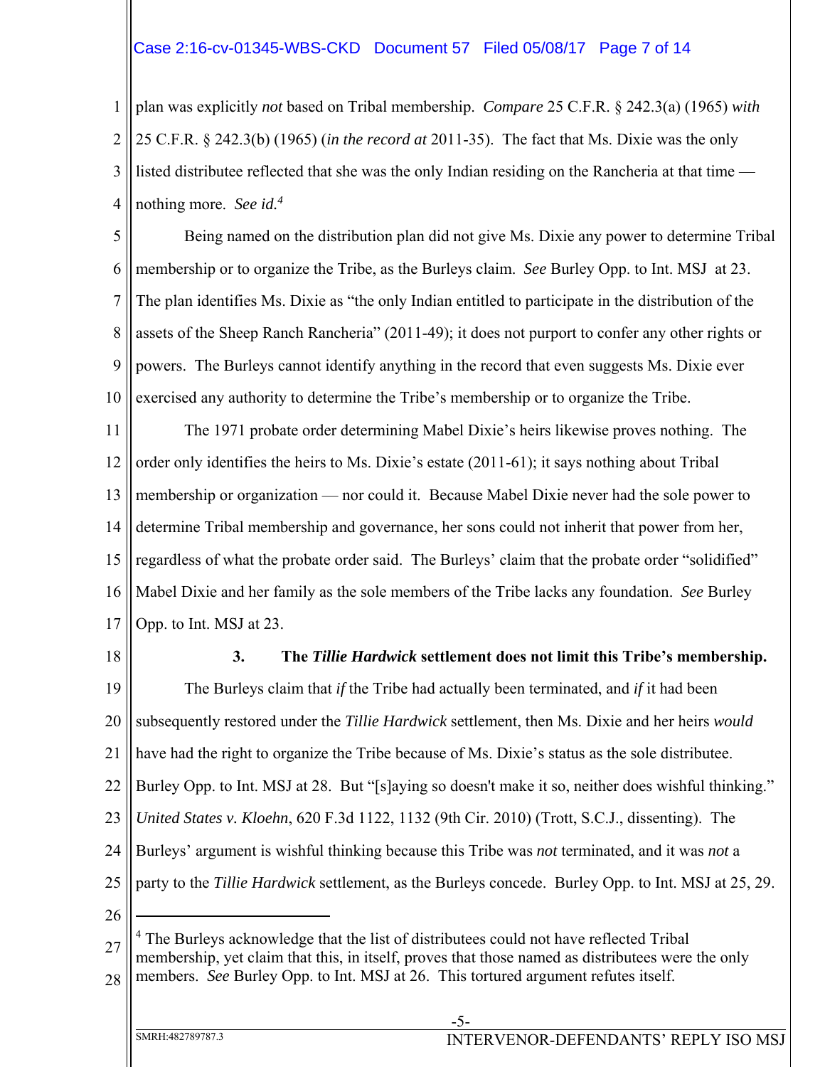plan was explicitly *not* based on Tribal membership. *Compare* 25 C.F.R. § 242.3(a) (1965) *with* 25 C.F.R. § 242.3(b) (1965) (*in the record at* 2011-35). The fact that Ms. Dixie was the only listed distributee reflected that she was the only Indian residing on the Rancheria at that time — nothing more. *See id.*[4]

Being named on the distribution plan did not give Ms. Dixie any power to determine Tribal membership or to organize the Tribe, as the Burleys claim. *See* Burley Opp. to Int. MSJ at 23. The plan identifies Ms. Dixie as "the only Indian entitled to participate in the distribution of the assets of the Sheep Ranch Rancheria" (2011-49); it does not purport to confer any other rights or powers. The Burleys cannot identify anything in the record that even suggests Ms. Dixie ever exercised any authority to determine the Tribe's membership or to organize the Tribe.

The 1971 probate order determining Mabel Dixie's heirs likewise proves nothing. The order only identifies the heirs to Ms. Dixie's estate (2011-61); it says nothing about Tribal membership or organization — nor could it. Because Mabel Dixie never had the sole power to determine Tribal membership and governance, her sons could not inherit that power from her, regardless of what the probate order said. The Burleys' claim that the probate order "solidified" Mabel Dixie and her family as the sole members of the Tribe lacks any foundation. *See* Burley Opp. to Int. MSJ at 23.

### 3. The *Tillie Hardwick* settlement does not limit this Tribe's membership.

The Burleys claim that *if* the Tribe had actually been terminated, and *if* it had been subsequently restored under the *Tillie Hardwick* settlement, then Ms. Dixie and her heirs *would* have had the right to organize the Tribe because of Ms. Dixie's status as the sole distributee. Burley Opp. to Int. MSJ at 28. But "[s]aying so doesn't make it so, neither does wishful thinking." *United States v. Kloehn*, 620 F.3d 1122, 1132 (9th Cir. 2010) (Trott, S.C.J., dissenting). The Burleys' argument is wishful thinking because this Tribe was *not* terminated, and it was *not* a party to the *Tillie Hardwick* settlement, as the Burleys concede. Burley Opp. to Int. MSJ at 25, 29.

---

[4] The Burleys acknowledge that the list of distributees could not have reflected Tribal membership, yet claim that this, in itself, proves that those named as distributees were the only members. *See* Burley Opp. to Int. MSJ at 26. This tortured argument refutes itself.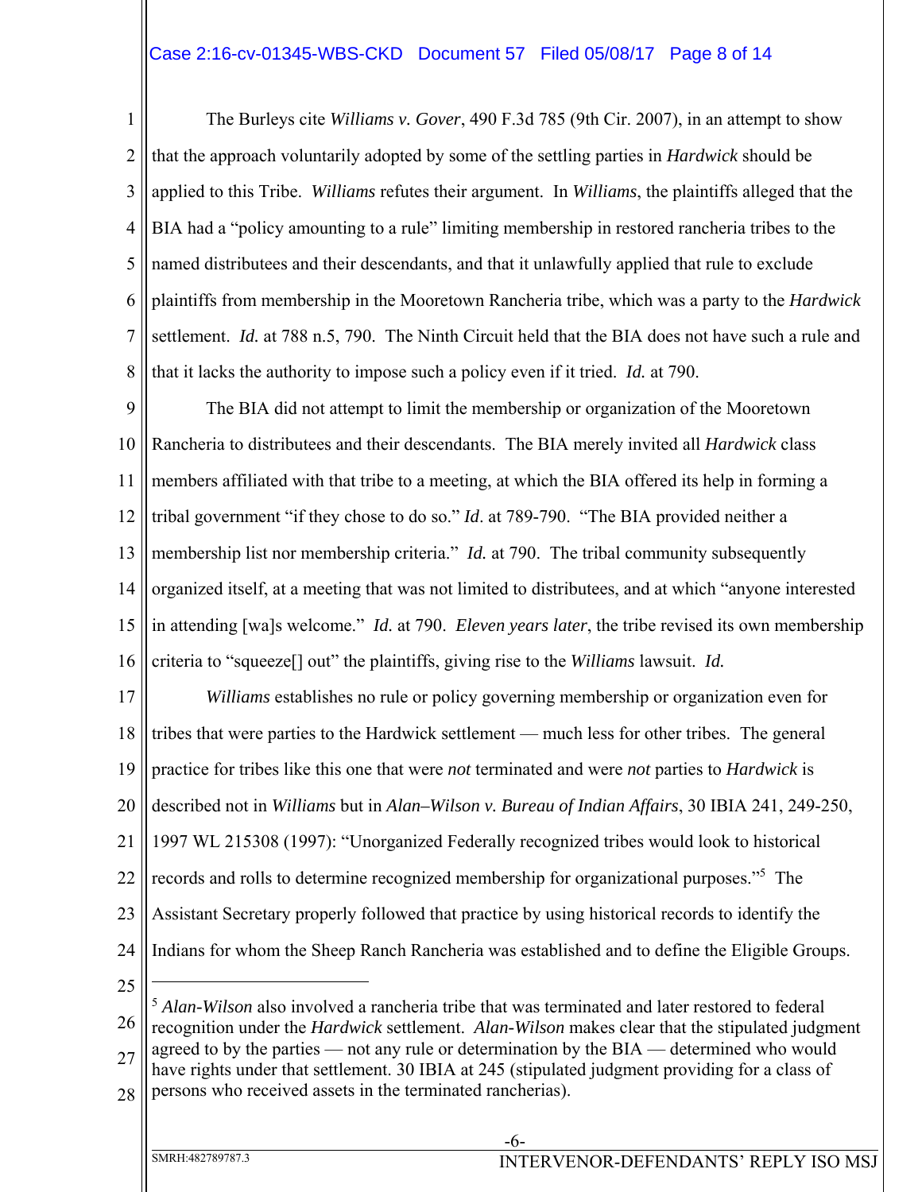The Burleys cite *Williams v. Gover*, 490 F.3d 785 (9th Cir. 2007), in an attempt to show that the approach voluntarily adopted by some of the settling parties in *Hardwick* should be applied to this Tribe. *Williams* refutes their argument. In *Williams*, the plaintiffs alleged that the BIA had a "policy amounting to a rule" limiting membership in restored rancheria tribes to the named distributees and their descendants, and that it unlawfully applied that rule to exclude plaintiffs from membership in the Mooretown Rancheria tribe, which was a party to the *Hardwick* settlement. *Id.* at 788 n.5, 790. The Ninth Circuit held that the BIA does not have such a rule and that it lacks the authority to impose such a policy even if it tried. *Id.* at 790.

The BIA did not attempt to limit the membership or organization of the Mooretown Rancheria to distributees and their descendants. The BIA merely invited all *Hardwick* class members affiliated with that tribe to a meeting, at which the BIA offered its help in forming a tribal government "if they chose to do so." *Id*. at 789-790. "The BIA provided neither a membership list nor membership criteria." *Id.* at 790. The tribal community subsequently organized itself, at a meeting that was not limited to distributees, and at which "anyone interested in attending [wa]s welcome." *Id.* at 790. *Eleven years later*, the tribe revised its own membership criteria to "squeeze[] out" the plaintiffs, giving rise to the *Williams* lawsuit. *Id.*

*Williams* establishes no rule or policy governing membership or organization even for tribes that were parties to the Hardwick settlement — much less for other tribes. The general practice for tribes like this one that were *not* terminated and were *not* parties to *Hardwick* is described not in *Williams* but in *Alan–Wilson v. Bureau of Indian Affairs*, 30 IBIA 241, 249-250, 1997 WL 215308 (1997): "Unorganized Federally recognized tribes would look to historical records and rolls to determine recognized membership for organizational purposes."[5] The Assistant Secretary properly followed that practice by using historical records to identify the Indians for whom the Sheep Ranch Rancheria was established and to define the Eligible Groups.

[5] *Alan-Wilson* also involved a rancheria tribe that was terminated and later restored to federal recognition under the *Hardwick* settlement. *Alan-Wilson* makes clear that the stipulated judgment agreed to by the parties — not any rule or determination by the BIA — determined who would have rights under that settlement. 30 IBIA at 245 (stipulated judgment providing for a class of persons who received assets in the terminated rancherias).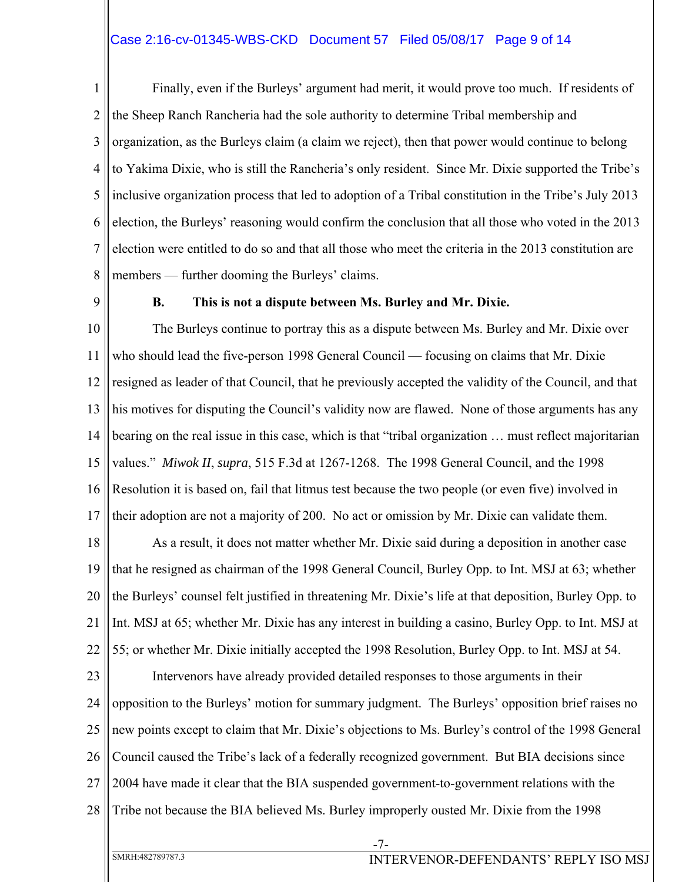Finally, even if the Burleys' argument had merit, it would prove too much. If residents of the Sheep Ranch Rancheria had the sole authority to determine Tribal membership and organization, as the Burleys claim (a claim we reject), then that power would continue to belong to Yakima Dixie, who is still the Rancheria's only resident. Since Mr. Dixie supported the Tribe's inclusive organization process that led to adoption of a Tribal constitution in the Tribe's July 2013 election, the Burleys' reasoning would confirm the conclusion that all those who voted in the 2013 election were entitled to do so and that all those who meet the criteria in the 2013 constitution are members — further dooming the Burleys' claims.

**B. This is not a dispute between Ms. Burley and Mr. Dixie.**

The Burleys continue to portray this as a dispute between Ms. Burley and Mr. Dixie over who should lead the five-person 1998 General Council — focusing on claims that Mr. Dixie resigned as leader of that Council, that he previously accepted the validity of the Council, and that his motives for disputing the Council's validity now are flawed. None of those arguments has any bearing on the real issue in this case, which is that "tribal organization … must reflect majoritarian values." *Miwok II*, *supra*, 515 F.3d at 1267-1268. The 1998 General Council, and the 1998 Resolution it is based on, fail that litmus test because the two people (or even five) involved in their adoption are not a majority of 200. No act or omission by Mr. Dixie can validate them.

As a result, it does not matter whether Mr. Dixie said during a deposition in another case that he resigned as chairman of the 1998 General Council, Burley Opp. to Int. MSJ at 63; whether the Burleys' counsel felt justified in threatening Mr. Dixie's life at that deposition, Burley Opp. to Int. MSJ at 65; whether Mr. Dixie has any interest in building a casino, Burley Opp. to Int. MSJ at 55; or whether Mr. Dixie initially accepted the 1998 Resolution, Burley Opp. to Int. MSJ at 54.

Intervenors have already provided detailed responses to those arguments in their opposition to the Burleys' motion for summary judgment. The Burleys' opposition brief raises no new points except to claim that Mr. Dixie's objections to Ms. Burley's control of the 1998 General Council caused the Tribe's lack of a federally recognized government. But BIA decisions since 2004 have made it clear that the BIA suspended government-to-government relations with the Tribe not because the BIA believed Ms. Burley improperly ousted Mr. Dixie from the 1998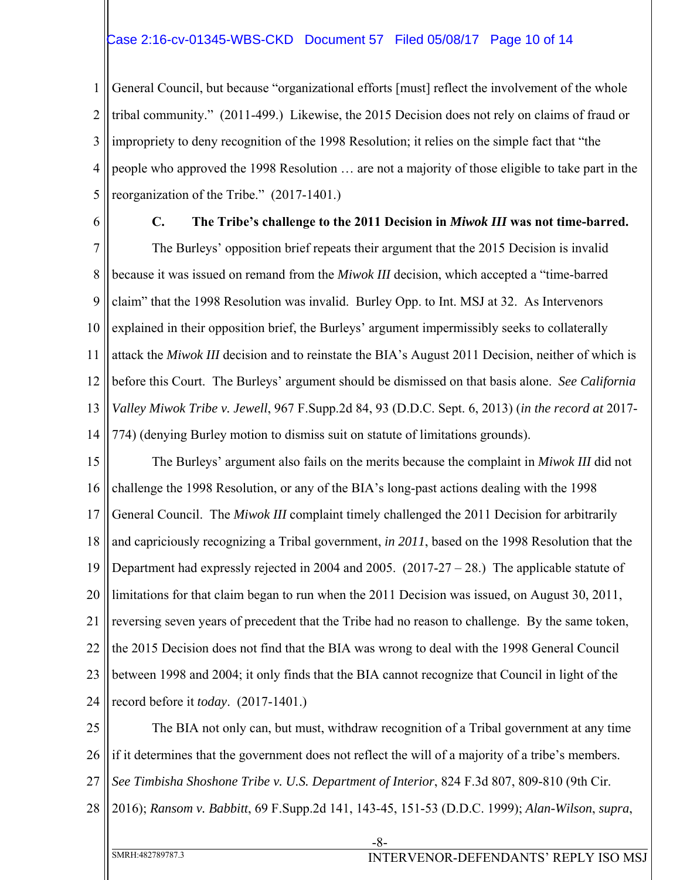General Council, but because "organizational efforts [must] reflect the involvement of the whole tribal community." (2011-499.) Likewise, the 2015 Decision does not rely on claims of fraud or impropriety to deny recognition of the 1998 Resolution; it relies on the simple fact that "the people who approved the 1998 Resolution … are not a majority of those eligible to take part in the reorganization of the Tribe." (2017-1401.)

### C. The Tribe's challenge to the 2011 Decision in *Miwok III* was not time-barred.

The Burleys' opposition brief repeats their argument that the 2015 Decision is invalid because it was issued on remand from the *Miwok III* decision, which accepted a "time-barred claim" that the 1998 Resolution was invalid. Burley Opp. to Int. MSJ at 32. As Intervenors explained in their opposition brief, the Burleys' argument impermissibly seeks to collaterally attack the *Miwok III* decision and to reinstate the BIA's August 2011 Decision, neither of which is before this Court. The Burleys' argument should be dismissed on that basis alone. *See California Valley Miwok Tribe v. Jewell*, 967 F.Supp.2d 84, 93 (D.D.C. Sept. 6, 2013) (*in the record at* 2017-774) (denying Burley motion to dismiss suit on statute of limitations grounds).

The Burleys' argument also fails on the merits because the complaint in *Miwok III* did not challenge the 1998 Resolution, or any of the BIA's long-past actions dealing with the 1998 General Council. The *Miwok III* complaint timely challenged the 2011 Decision for arbitrarily and capriciously recognizing a Tribal government, *in 2011*, based on the 1998 Resolution that the Department had expressly rejected in 2004 and 2005. (2017-27 – 28.) The applicable statute of limitations for that claim began to run when the 2011 Decision was issued, on August 30, 2011, reversing seven years of precedent that the Tribe had no reason to challenge. By the same token, the 2015 Decision does not find that the BIA was wrong to deal with the 1998 General Council between 1998 and 2004; it only finds that the BIA cannot recognize that Council in light of the record before it *today*. (2017-1401.)

The BIA not only can, but must, withdraw recognition of a Tribal government at any time if it determines that the government does not reflect the will of a majority of a tribe's members. *See Timbisha Shoshone Tribe v. U.S. Department of Interior*, 824 F.3d 807, 809-810 (9th Cir. 2016); *Ransom v. Babbitt*, 69 F.Supp.2d 141, 143-45, 151-53 (D.D.C. 1999); *Alan-Wilson*, *supra*,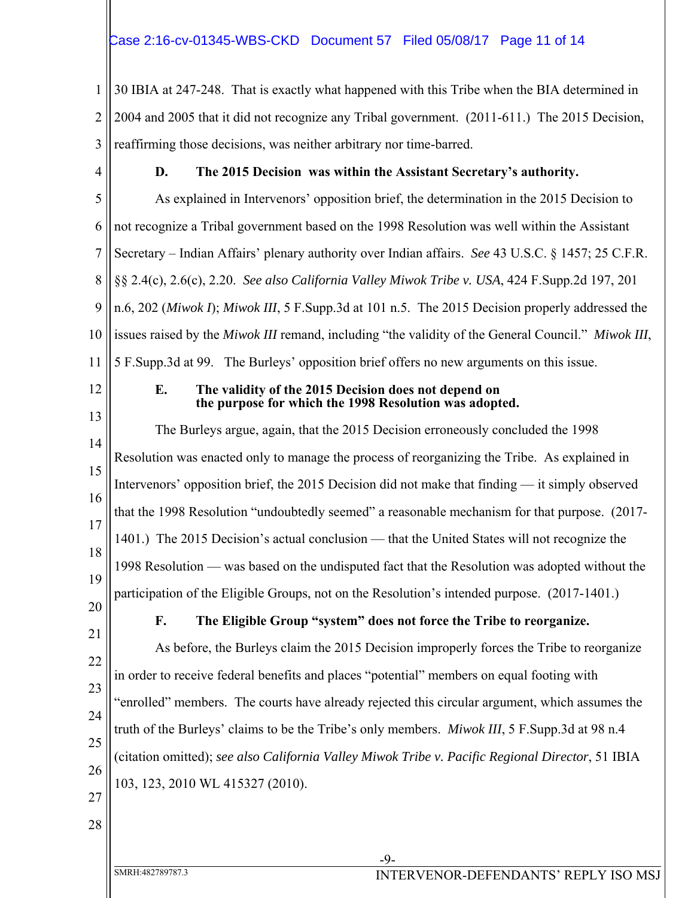30 IBIA at 247-248. That is exactly what happened with this Tribe when the BIA determined in 2004 and 2005 that it did not recognize any Tribal government. (2011-611.) The 2015 Decision, reaffirming those decisions, was neither arbitrary nor time-barred.

### D. The 2015 Decision was within the Assistant Secretary's authority.

As explained in Intervenors' opposition brief, the determination in the 2015 Decision to not recognize a Tribal government based on the 1998 Resolution was well within the Assistant Secretary – Indian Affairs' plenary authority over Indian affairs. *See* 43 U.S.C. § 1457; 25 C.F.R. §§ 2.4(c), 2.6(c), 2.20. *See also California Valley Miwok Tribe v. USA*, 424 F.Supp.2d 197, 201 n.6, 202 (*Miwok I*); *Miwok III*, 5 F.Supp.3d at 101 n.5. The 2015 Decision properly addressed the issues raised by the *Miwok III* remand, including "the validity of the General Council." *Miwok III*, 5 F.Supp.3d at 99. The Burleys' opposition brief offers no new arguments on this issue.

### E. The validity of the 2015 Decision does not depend on the purpose for which the 1998 Resolution was adopted.

The Burleys argue, again, that the 2015 Decision erroneously concluded the 1998 Resolution was enacted only to manage the process of reorganizing the Tribe. As explained in Intervenors' opposition brief, the 2015 Decision did not make that finding — it simply observed that the 1998 Resolution "undoubtedly seemed" a reasonable mechanism for that purpose. (2017-1401.) The 2015 Decision's actual conclusion — that the United States will not recognize the 1998 Resolution — was based on the undisputed fact that the Resolution was adopted without the participation of the Eligible Groups, not on the Resolution's intended purpose. (2017-1401.)

### F. The Eligible Group "system" does not force the Tribe to reorganize.

As before, the Burleys claim the 2015 Decision improperly forces the Tribe to reorganize in order to receive federal benefits and places "potential" members on equal footing with "enrolled" members. The courts have already rejected this circular argument, which assumes the truth of the Burleys' claims to be the Tribe's only members. *Miwok III*, 5 F.Supp.3d at 98 n.4 (citation omitted); *see also California Valley Miwok Tribe v. Pacific Regional Director*, 51 IBIA 103, 123, 2010 WL 415327 (2010).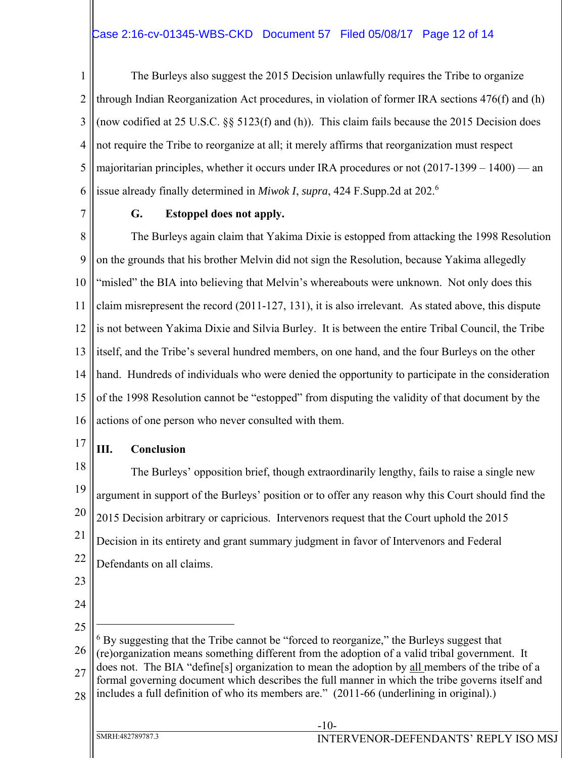The Burleys also suggest the 2015 Decision unlawfully requires the Tribe to organize through Indian Reorganization Act procedures, in violation of former IRA sections 476(f) and (h) (now codified at 25 U.S.C. §§ 5123(f) and (h)). This claim fails because the 2015 Decision does not require the Tribe to reorganize at all; it merely affirms that reorganization must respect majoritarian principles, whether it occurs under IRA procedures or not (2017-1399 – 1400) — an issue already finally determined in *Miwok I*, *supra*, 424 F.Supp.2d at 202.[6]

### G. Estoppel does not apply.

The Burleys again claim that Yakima Dixie is estopped from attacking the 1998 Resolution on the grounds that his brother Melvin did not sign the Resolution, because Yakima allegedly "misled" the BIA into believing that Melvin's whereabouts were unknown. Not only does this claim misrepresent the record (2011-127, 131), it is also irrelevant. As stated above, this dispute is not between Yakima Dixie and Silvia Burley. It is between the entire Tribal Council, the Tribe itself, and the Tribe's several hundred members, on one hand, and the four Burleys on the other hand. Hundreds of individuals who were denied the opportunity to participate in the consideration of the 1998 Resolution cannot be "estopped" from disputing the validity of that document by the actions of one person who never consulted with them.

## III. Conclusion

The Burleys' opposition brief, though extraordinarily lengthy, fails to raise a single new argument in support of the Burleys' position or to offer any reason why this Court should find the 2015 Decision arbitrary or capricious. Intervenors request that the Court uphold the 2015 Decision in its entirety and grant summary judgment in favor of Intervenors and Federal Defendants on all claims.

---

[6] By suggesting that the Tribe cannot be "forced to reorganize," the Burleys suggest that (re)organization means something different from the adoption of a valid tribal government. It does not. The BIA "define[s] organization to mean the adoption by <u>all</u> members of the tribe of a formal governing document which describes the full manner in which the tribe governs itself and includes a full definition of who its members are." (2011-66 (underlining in original).)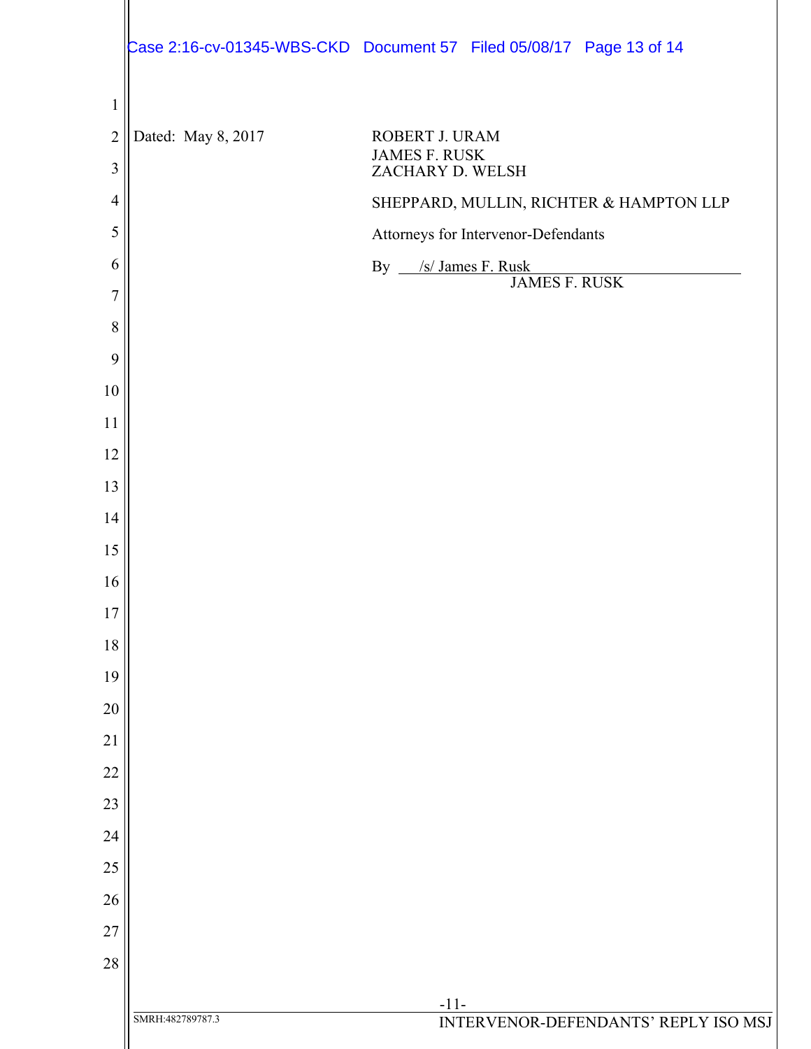Dated: May 8, 2017

ROBERT J. URAM
JAMES F. RUSK
ZACHARY D. WELSH

SHEPPARD, MULLIN, RICHTER & HAMPTON LLP

Attorneys for Intervenor-Defendants

By /s/ James F. Rusk
JAMES F. RUSK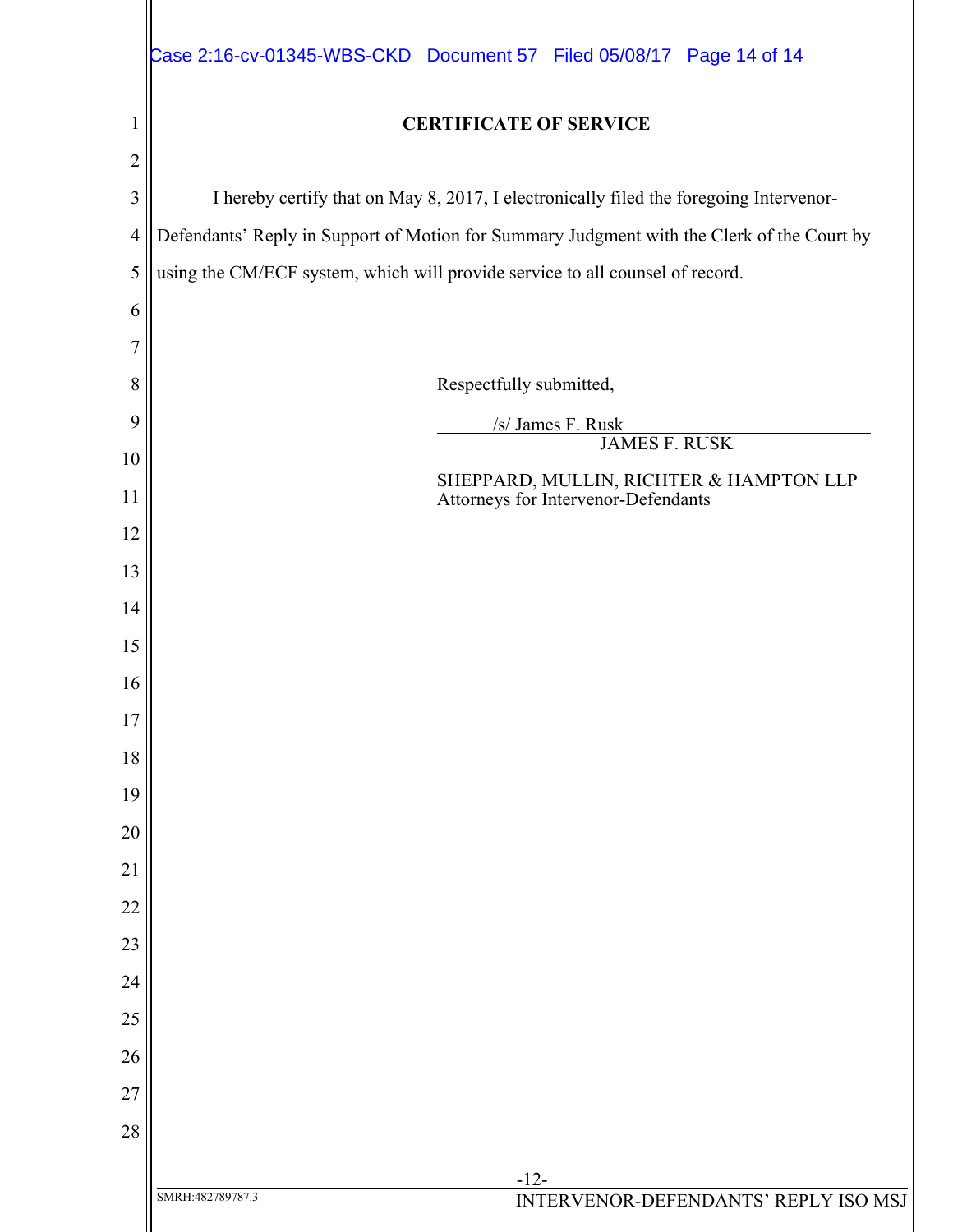**CERTIFICATE OF SERVICE**

I hereby certify that on May 8, 2017, I electronically filed the foregoing Intervenor-Defendants' Reply in Support of Motion for Summary Judgment with the Clerk of the Court by using the CM/ECF system, which will provide service to all counsel of record.

Respectfully submitted,

/s/ James F. Rusk
JAMES F. RUSK

SHEPPARD, MULLIN, RICHTER & HAMPTON LLP
Attorneys for Intervenor-Defendants